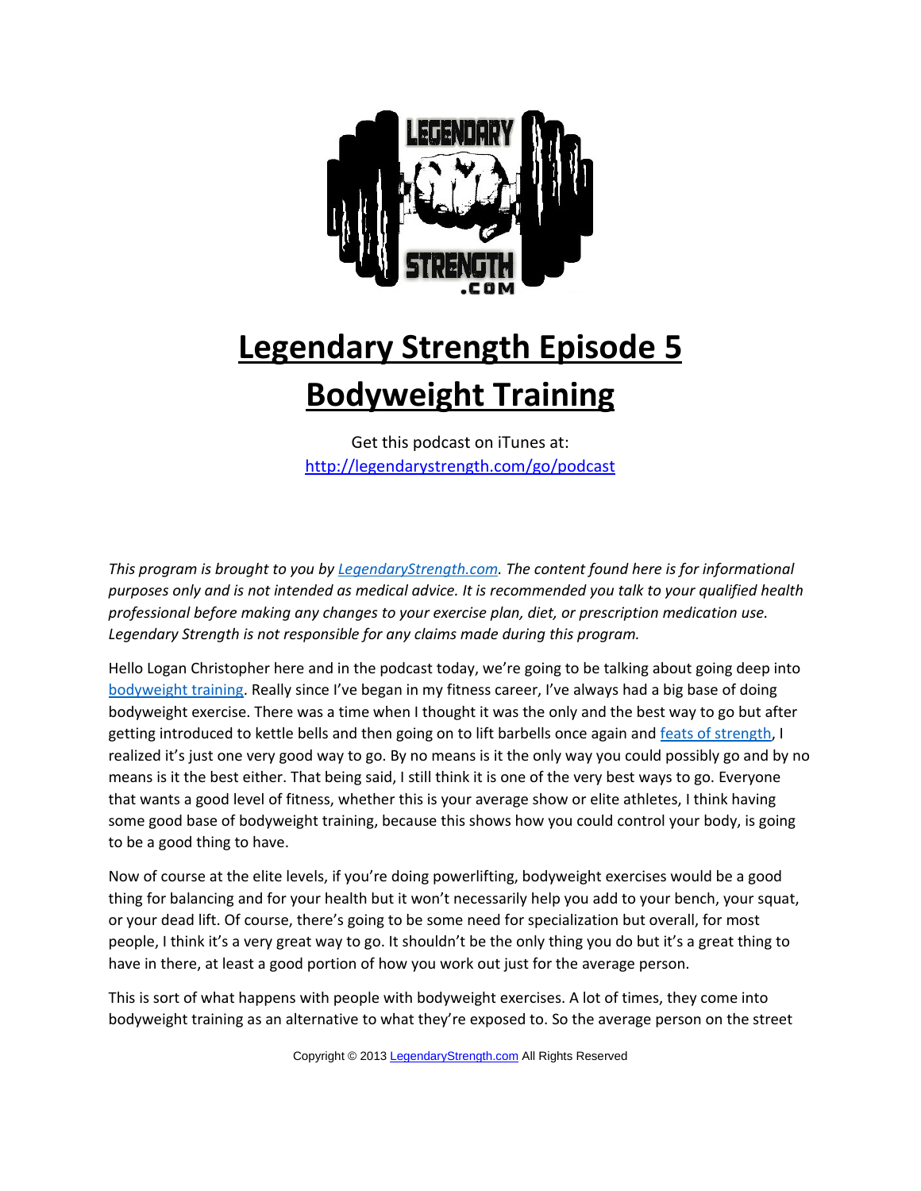# Legendary Strength Episode 5

# Bodyweight Training

Get this podcast on iTunes at:
http://legendarystrength.com/go/podcast

*This program is brought to you by LegendaryStrength.com. The content found here is for informational purposes only and is not intended as medical advice. It is recommended you talk to your qualified health professional before making any changes to your exercise plan, diet, or prescription medication use. Legendary Strength is not responsible for any claims made during this program.*

Hello Logan Christopher here and in the podcast today, we're going to be talking about going deep into bodyweight training. Really since I've began in my fitness career, I've always had a big base of doing bodyweight exercise. There was a time when I thought it was the only and the best way to go but after getting introduced to kettle bells and then going on to lift barbells once again and feats of strength, I realized it's just one very good way to go. By no means is it the only way you could possibly go and by no means is it the best either. That being said, I still think it is one of the very best ways to go. Everyone that wants a good level of fitness, whether this is your average show or elite athletes, I think having some good base of bodyweight training, because this shows how you could control your body, is going to be a good thing to have.

Now of course at the elite levels, if you're doing powerlifting, bodyweight exercises would be a good thing for balancing and for your health but it won't necessarily help you add to your bench, your squat, or your dead lift. Of course, there's going to be some need for specialization but overall, for most people, I think it's a very great way to go. It shouldn't be the only thing you do but it's a great thing to have in there, at least a good portion of how you work out just for the average person.

This is sort of what happens with people with bodyweight exercises. A lot of times, they come into bodyweight training as an alternative to what they're exposed to. So the average person on the street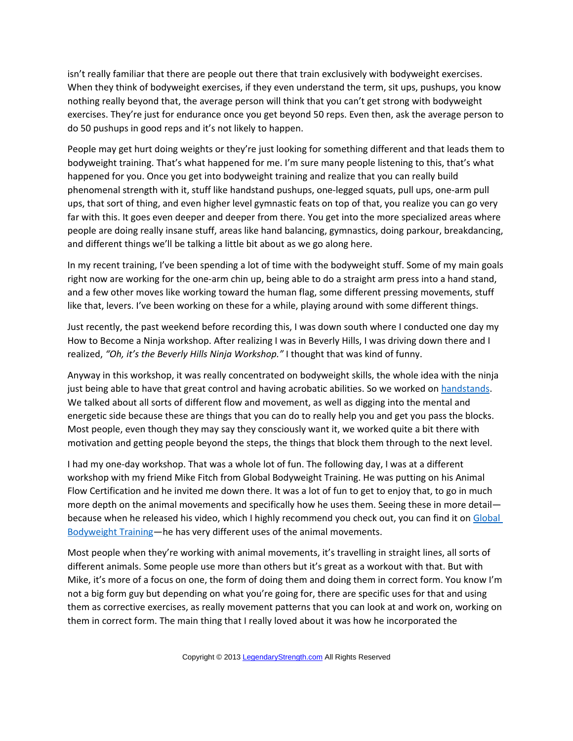isn't really familiar that there are people out there that train exclusively with bodyweight exercises. When they think of bodyweight exercises, if they even understand the term, sit ups, pushups, you know nothing really beyond that, the average person will think that you can't get strong with bodyweight exercises. They're just for endurance once you get beyond 50 reps. Even then, ask the average person to do 50 pushups in good reps and it's not likely to happen.

People may get hurt doing weights or they're just looking for something different and that leads them to bodyweight training. That's what happened for me. I'm sure many people listening to this, that's what happened for you. Once you get into bodyweight training and realize that you can really build phenomenal strength with it, stuff like handstand pushups, one-legged squats, pull ups, one-arm pull ups, that sort of thing, and even higher level gymnastic feats on top of that, you realize you can go very far with this. It goes even deeper and deeper from there. You get into the more specialized areas where people are doing really insane stuff, areas like hand balancing, gymnastics, doing parkour, breakdancing, and different things we'll be talking a little bit about as we go along here.

In my recent training, I've been spending a lot of time with the bodyweight stuff. Some of my main goals right now are working for the one-arm chin up, being able to do a straight arm press into a hand stand, and a few other moves like working toward the human flag, some different pressing movements, stuff like that, levers. I've been working on these for a while, playing around with some different things.

Just recently, the past weekend before recording this, I was down south where I conducted one day my How to Become a Ninja workshop. After realizing I was in Beverly Hills, I was driving down there and I realized, *"Oh, it's the Beverly Hills Ninja Workshop."* I thought that was kind of funny.

Anyway in this workshop, it was really concentrated on bodyweight skills, the whole idea with the ninja just being able to have that great control and having acrobatic abilities. So we worked on handstands. We talked about all sorts of different flow and movement, as well as digging into the mental and energetic side because these are things that you can do to really help you and get you pass the blocks. Most people, even though they may say they consciously want it, we worked quite a bit there with motivation and getting people beyond the steps, the things that block them through to the next level.

I had my one-day workshop. That was a whole lot of fun. The following day, I was at a different workshop with my friend Mike Fitch from Global Bodyweight Training. He was putting on his Animal Flow Certification and he invited me down there. It was a lot of fun to get to enjoy that, to go in much more depth on the animal movements and specifically how he uses them. Seeing these in more detail—because when he released his video, which I highly recommend you check out, you can find it on Global Bodyweight Training—he has very different uses of the animal movements.

Most people when they're working with animal movements, it's travelling in straight lines, all sorts of different animals. Some people use more than others but it's great as a workout with that. But with Mike, it's more of a focus on one, the form of doing them and doing them in correct form. You know I'm not a big form guy but depending on what you're going for, there are specific uses for that and using them as corrective exercises, as really movement patterns that you can look at and work on, working on them in correct form. The main thing that I really loved about it was how he incorporated the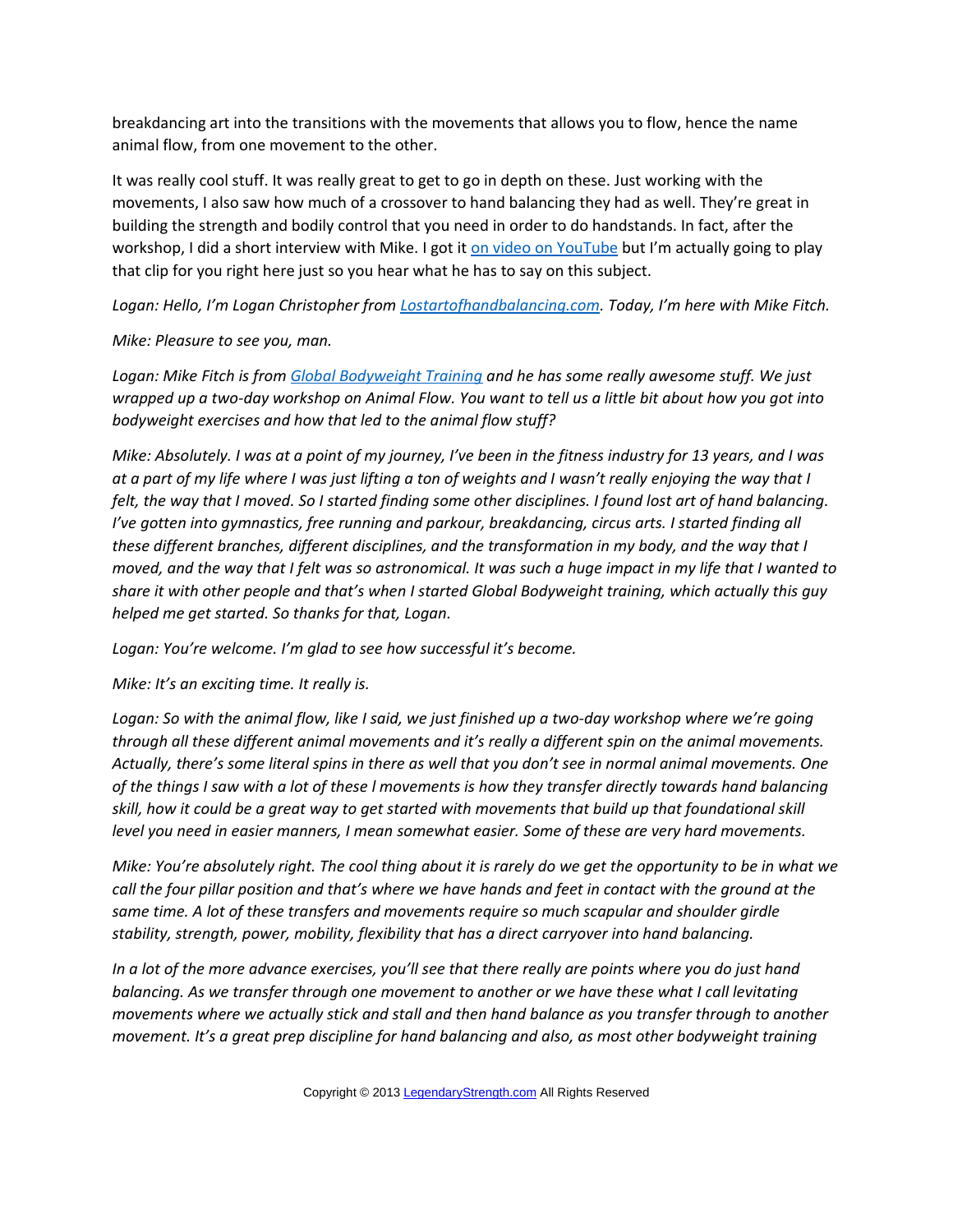breakdancing art into the transitions with the movements that allows you to flow, hence the name animal flow, from one movement to the other.

It was really cool stuff. It was really great to get to go in depth on these. Just working with the movements, I also saw how much of a crossover to hand balancing they had as well. They're great in building the strength and bodily control that you need in order to do handstands. In fact, after the workshop, I did a short interview with Mike. I got it on video on YouTube but I'm actually going to play that clip for you right here just so you hear what he has to say on this subject.

*Logan: Hello, I'm Logan Christopher from Lostartofhandbalancing.com. Today, I'm here with Mike Fitch.*

*Mike: Pleasure to see you, man.*

*Logan: Mike Fitch is from Global Bodyweight Training and he has some really awesome stuff. We just wrapped up a two-day workshop on Animal Flow. You want to tell us a little bit about how you got into bodyweight exercises and how that led to the animal flow stuff?*

*Mike: Absolutely. I was at a point of my journey, I've been in the fitness industry for 13 years, and I was at a part of my life where I was just lifting a ton of weights and I wasn't really enjoying the way that I felt, the way that I moved. So I started finding some other disciplines. I found lost art of hand balancing. I've gotten into gymnastics, free running and parkour, breakdancing, circus arts. I started finding all these different branches, different disciplines, and the transformation in my body, and the way that I moved, and the way that I felt was so astronomical. It was such a huge impact in my life that I wanted to share it with other people and that's when I started Global Bodyweight training, which actually this guy helped me get started. So thanks for that, Logan.*

*Logan: You're welcome. I'm glad to see how successful it's become.*

*Mike: It's an exciting time. It really is.*

*Logan: So with the animal flow, like I said, we just finished up a two-day workshop where we're going through all these different animal movements and it's really a different spin on the animal movements. Actually, there's some literal spins in there as well that you don't see in normal animal movements. One of the things I saw with a lot of these l movements is how they transfer directly towards hand balancing skill, how it could be a great way to get started with movements that build up that foundational skill level you need in easier manners, I mean somewhat easier. Some of these are very hard movements.*

*Mike: You're absolutely right. The cool thing about it is rarely do we get the opportunity to be in what we call the four pillar position and that's where we have hands and feet in contact with the ground at the same time. A lot of these transfers and movements require so much scapular and shoulder girdle stability, strength, power, mobility, flexibility that has a direct carryover into hand balancing.*

*In a lot of the more advance exercises, you'll see that there really are points where you do just hand balancing. As we transfer through one movement to another or we have these what I call levitating movements where we actually stick and stall and then hand balance as you transfer through to another movement. It's a great prep discipline for hand balancing and also, as most other bodyweight training*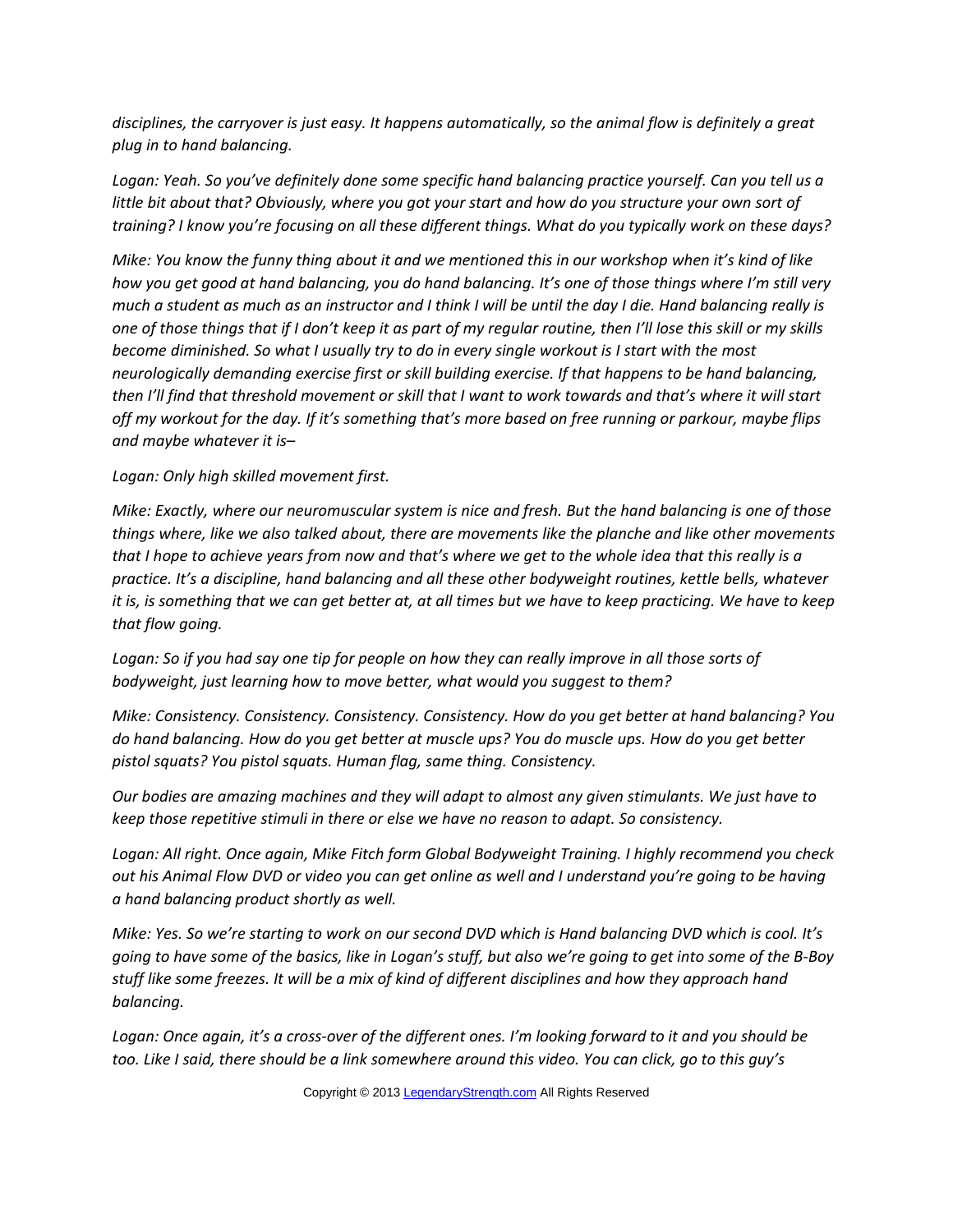*disciplines, the carryover is just easy. It happens automatically, so the animal flow is definitely a great plug in to hand balancing.*

*Logan: Yeah. So you've definitely done some specific hand balancing practice yourself. Can you tell us a little bit about that? Obviously, where you got your start and how do you structure your own sort of training? I know you're focusing on all these different things. What do you typically work on these days?*

*Mike: You know the funny thing about it and we mentioned this in our workshop when it's kind of like how you get good at hand balancing, you do hand balancing. It's one of those things where I'm still very much a student as much as an instructor and I think I will be until the day I die. Hand balancing really is one of those things that if I don't keep it as part of my regular routine, then I'll lose this skill or my skills become diminished. So what I usually try to do in every single workout is I start with the most neurologically demanding exercise first or skill building exercise. If that happens to be hand balancing, then I'll find that threshold movement or skill that I want to work towards and that's where it will start off my workout for the day. If it's something that's more based on free running or parkour, maybe flips and maybe whatever it is–*

*Logan: Only high skilled movement first.*

*Mike: Exactly, where our neuromuscular system is nice and fresh. But the hand balancing is one of those things where, like we also talked about, there are movements like the planche and like other movements that I hope to achieve years from now and that's where we get to the whole idea that this really is a practice. It's a discipline, hand balancing and all these other bodyweight routines, kettle bells, whatever it is, is something that we can get better at, at all times but we have to keep practicing. We have to keep that flow going.*

*Logan: So if you had say one tip for people on how they can really improve in all those sorts of bodyweight, just learning how to move better, what would you suggest to them?*

*Mike: Consistency. Consistency. Consistency. Consistency. How do you get better at hand balancing? You do hand balancing. How do you get better at muscle ups? You do muscle ups. How do you get better pistol squats? You pistol squats. Human flag, same thing. Consistency.*

*Our bodies are amazing machines and they will adapt to almost any given stimulants. We just have to keep those repetitive stimuli in there or else we have no reason to adapt. So consistency.*

*Logan: All right. Once again, Mike Fitch form Global Bodyweight Training. I highly recommend you check out his Animal Flow DVD or video you can get online as well and I understand you're going to be having a hand balancing product shortly as well.*

*Mike: Yes. So we're starting to work on our second DVD which is Hand balancing DVD which is cool. It's going to have some of the basics, like in Logan's stuff, but also we're going to get into some of the B-Boy stuff like some freezes. It will be a mix of kind of different disciplines and how they approach hand balancing.*

*Logan: Once again, it's a cross-over of the different ones. I'm looking forward to it and you should be too. Like I said, there should be a link somewhere around this video. You can click, go to this guy's*

Copyright © 2013 LegendaryStrength.com All Rights Reserved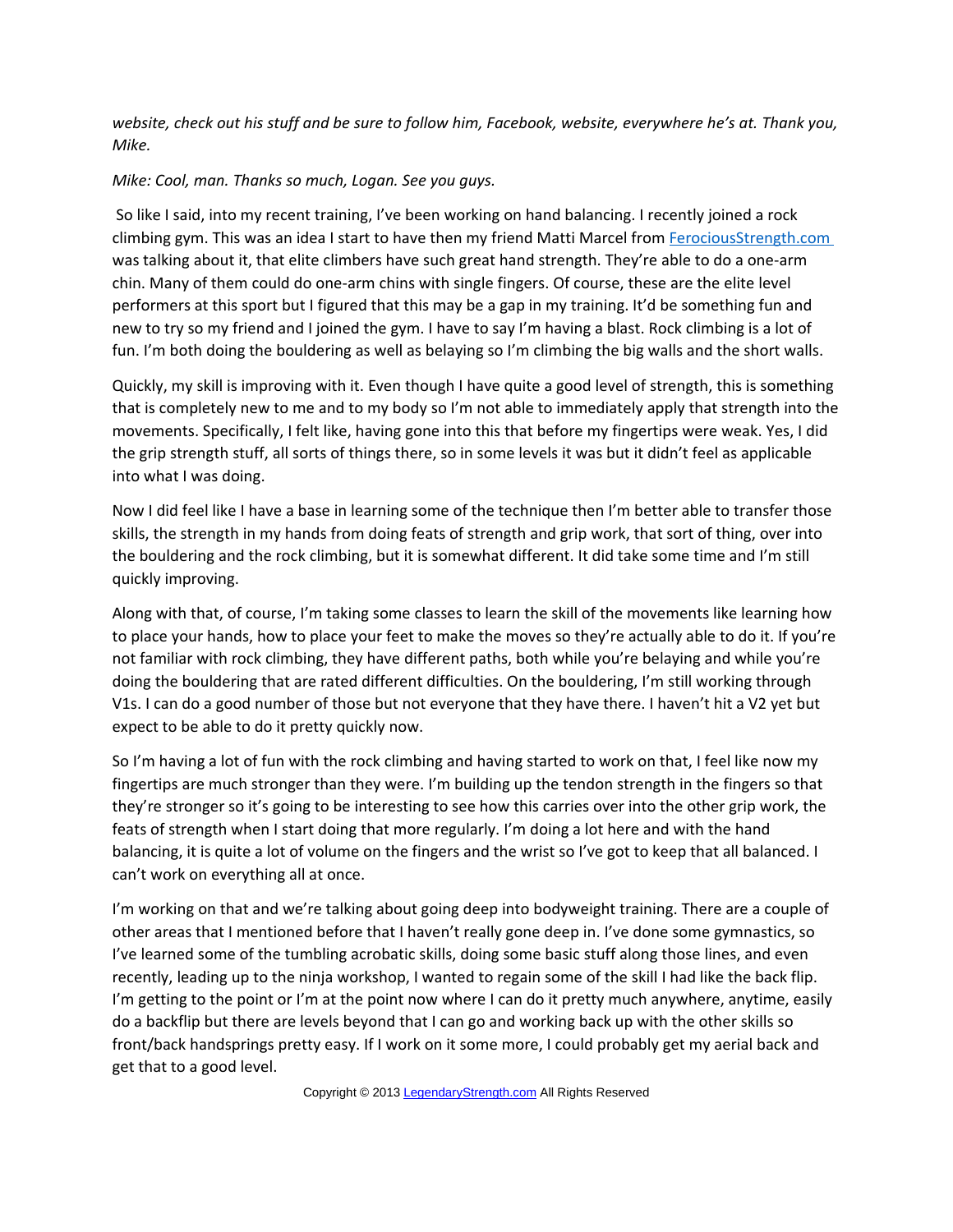*website, check out his stuff and be sure to follow him, Facebook, website, everywhere he's at. Thank you, Mike.*

*Mike: Cool, man. Thanks so much, Logan. See you guys.*

So like I said, into my recent training, I've been working on hand balancing. I recently joined a rock climbing gym. This was an idea I start to have then my friend Matti Marcel from FerociousStrength.com was talking about it, that elite climbers have such great hand strength. They're able to do a one-arm chin. Many of them could do one-arm chins with single fingers. Of course, these are the elite level performers at this sport but I figured that this may be a gap in my training. It'd be something fun and new to try so my friend and I joined the gym. I have to say I'm having a blast. Rock climbing is a lot of fun. I'm both doing the bouldering as well as belaying so I'm climbing the big walls and the short walls.

Quickly, my skill is improving with it. Even though I have quite a good level of strength, this is something that is completely new to me and to my body so I'm not able to immediately apply that strength into the movements. Specifically, I felt like, having gone into this that before my fingertips were weak. Yes, I did the grip strength stuff, all sorts of things there, so in some levels it was but it didn't feel as applicable into what I was doing.

Now I did feel like I have a base in learning some of the technique then I'm better able to transfer those skills, the strength in my hands from doing feats of strength and grip work, that sort of thing, over into the bouldering and the rock climbing, but it is somewhat different. It did take some time and I'm still quickly improving.

Along with that, of course, I'm taking some classes to learn the skill of the movements like learning how to place your hands, how to place your feet to make the moves so they're actually able to do it. If you're not familiar with rock climbing, they have different paths, both while you're belaying and while you're doing the bouldering that are rated different difficulties. On the bouldering, I'm still working through V1s. I can do a good number of those but not everyone that they have there. I haven't hit a V2 yet but expect to be able to do it pretty quickly now.

So I'm having a lot of fun with the rock climbing and having started to work on that, I feel like now my fingertips are much stronger than they were. I'm building up the tendon strength in the fingers so that they're stronger so it's going to be interesting to see how this carries over into the other grip work, the feats of strength when I start doing that more regularly. I'm doing a lot here and with the hand balancing, it is quite a lot of volume on the fingers and the wrist so I've got to keep that all balanced. I can't work on everything all at once.

I'm working on that and we're talking about going deep into bodyweight training. There are a couple of other areas that I mentioned before that I haven't really gone deep in. I've done some gymnastics, so I've learned some of the tumbling acrobatic skills, doing some basic stuff along those lines, and even recently, leading up to the ninja workshop, I wanted to regain some of the skill I had like the back flip. I'm getting to the point or I'm at the point now where I can do it pretty much anywhere, anytime, easily do a backflip but there are levels beyond that I can go and working back up with the other skills so front/back handsprings pretty easy. If I work on it some more, I could probably get my aerial back and get that to a good level.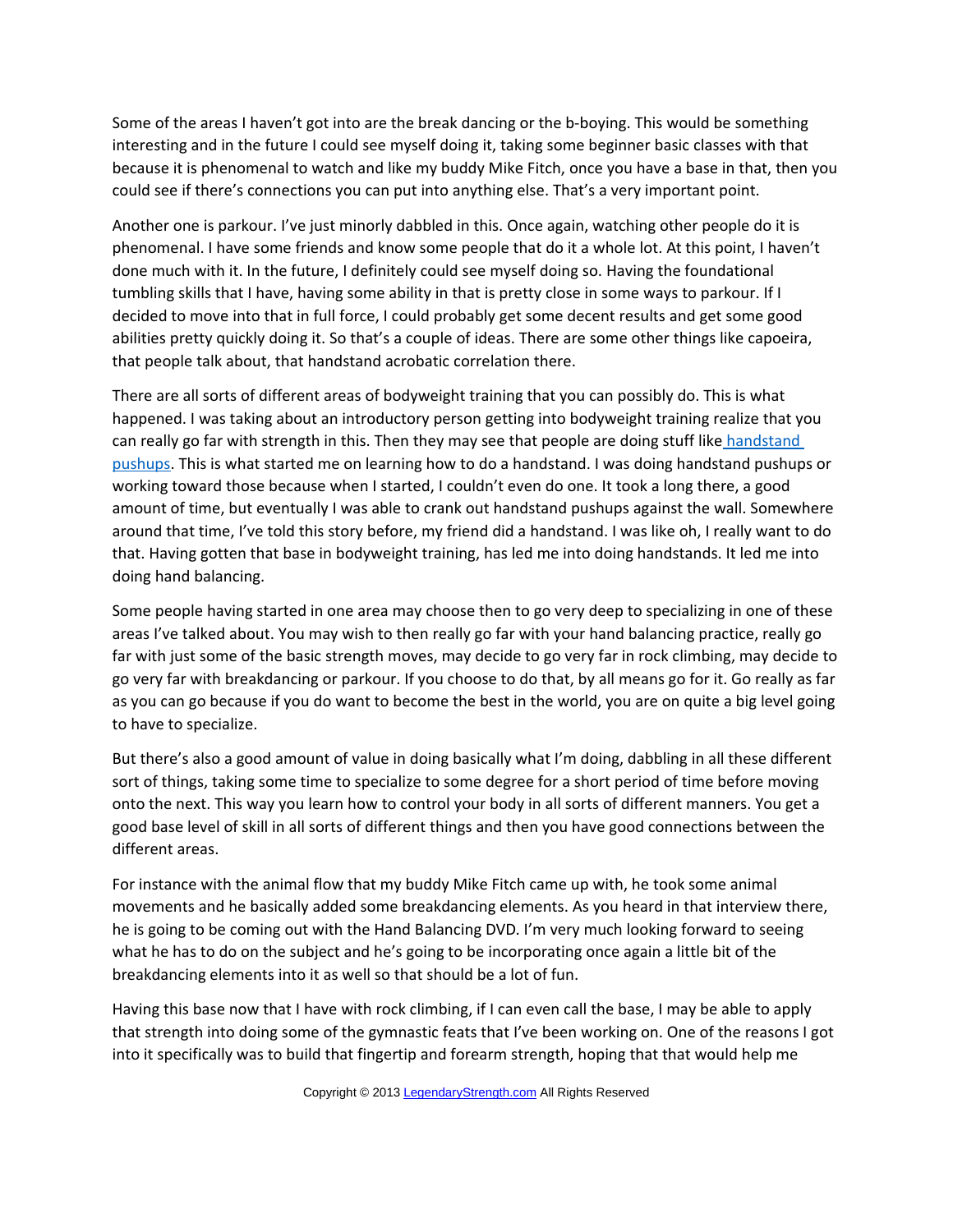Some of the areas I haven't got into are the break dancing or the b-boying. This would be something interesting and in the future I could see myself doing it, taking some beginner basic classes with that because it is phenomenal to watch and like my buddy Mike Fitch, once you have a base in that, then you could see if there's connections you can put into anything else. That's a very important point.

Another one is parkour. I've just minorly dabbled in this. Once again, watching other people do it is phenomenal. I have some friends and know some people that do it a whole lot. At this point, I haven't done much with it. In the future, I definitely could see myself doing so. Having the foundational tumbling skills that I have, having some ability in that is pretty close in some ways to parkour. If I decided to move into that in full force, I could probably get some decent results and get some good abilities pretty quickly doing it. So that's a couple of ideas. There are some other things like capoeira, that people talk about, that handstand acrobatic correlation there.

There are all sorts of different areas of bodyweight training that you can possibly do. This is what happened. I was taking about an introductory person getting into bodyweight training realize that you can really go far with strength in this. Then they may see that people are doing stuff like handstand pushups. This is what started me on learning how to do a handstand. I was doing handstand pushups or working toward those because when I started, I couldn't even do one. It took a long there, a good amount of time, but eventually I was able to crank out handstand pushups against the wall. Somewhere around that time, I've told this story before, my friend did a handstand. I was like oh, I really want to do that. Having gotten that base in bodyweight training, has led me into doing handstands. It led me into doing hand balancing.

Some people having started in one area may choose then to go very deep to specializing in one of these areas I've talked about. You may wish to then really go far with your hand balancing practice, really go far with just some of the basic strength moves, may decide to go very far in rock climbing, may decide to go very far with breakdancing or parkour. If you choose to do that, by all means go for it. Go really as far as you can go because if you do want to become the best in the world, you are on quite a big level going to have to specialize.

But there's also a good amount of value in doing basically what I'm doing, dabbling in all these different sort of things, taking some time to specialize to some degree for a short period of time before moving onto the next. This way you learn how to control your body in all sorts of different manners. You get a good base level of skill in all sorts of different things and then you have good connections between the different areas.

For instance with the animal flow that my buddy Mike Fitch came up with, he took some animal movements and he basically added some breakdancing elements. As you heard in that interview there, he is going to be coming out with the Hand Balancing DVD. I'm very much looking forward to seeing what he has to do on the subject and he's going to be incorporating once again a little bit of the breakdancing elements into it as well so that should be a lot of fun.

Having this base now that I have with rock climbing, if I can even call the base, I may be able to apply that strength into doing some of the gymnastic feats that I've been working on. One of the reasons I got into it specifically was to build that fingertip and forearm strength, hoping that that would help me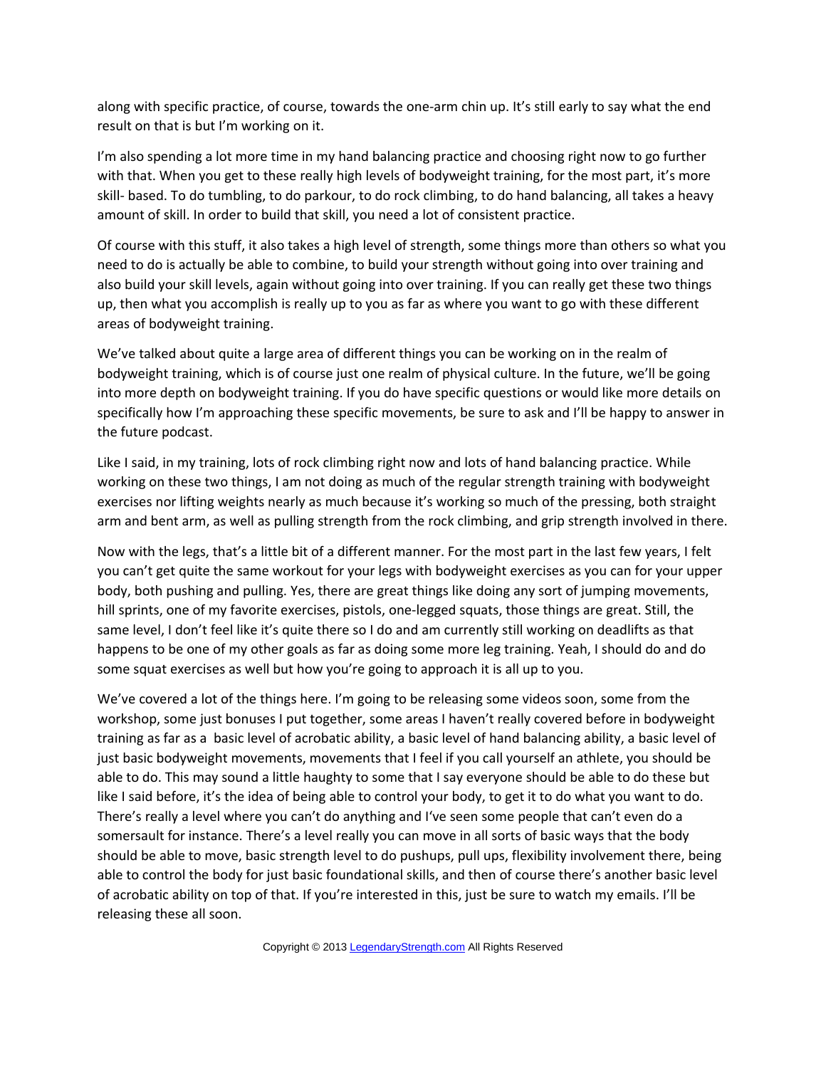along with specific practice, of course, towards the one-arm chin up. It's still early to say what the end result on that is but I'm working on it.

I'm also spending a lot more time in my hand balancing practice and choosing right now to go further with that. When you get to these really high levels of bodyweight training, for the most part, it's more skill- based. To do tumbling, to do parkour, to do rock climbing, to do hand balancing, all takes a heavy amount of skill. In order to build that skill, you need a lot of consistent practice.

Of course with this stuff, it also takes a high level of strength, some things more than others so what you need to do is actually be able to combine, to build your strength without going into over training and also build your skill levels, again without going into over training. If you can really get these two things up, then what you accomplish is really up to you as far as where you want to go with these different areas of bodyweight training.

We've talked about quite a large area of different things you can be working on in the realm of bodyweight training, which is of course just one realm of physical culture. In the future, we'll be going into more depth on bodyweight training. If you do have specific questions or would like more details on specifically how I'm approaching these specific movements, be sure to ask and I'll be happy to answer in the future podcast.

Like I said, in my training, lots of rock climbing right now and lots of hand balancing practice. While working on these two things, I am not doing as much of the regular strength training with bodyweight exercises nor lifting weights nearly as much because it's working so much of the pressing, both straight arm and bent arm, as well as pulling strength from the rock climbing, and grip strength involved in there.

Now with the legs, that's a little bit of a different manner. For the most part in the last few years, I felt you can't get quite the same workout for your legs with bodyweight exercises as you can for your upper body, both pushing and pulling. Yes, there are great things like doing any sort of jumping movements, hill sprints, one of my favorite exercises, pistols, one-legged squats, those things are great. Still, the same level, I don't feel like it's quite there so I do and am currently still working on deadlifts as that happens to be one of my other goals as far as doing some more leg training. Yeah, I should do and do some squat exercises as well but how you're going to approach it is all up to you.

We've covered a lot of the things here. I'm going to be releasing some videos soon, some from the workshop, some just bonuses I put together, some areas I haven't really covered before in bodyweight training as far as a basic level of acrobatic ability, a basic level of hand balancing ability, a basic level of just basic bodyweight movements, movements that I feel if you call yourself an athlete, you should be able to do. This may sound a little haughty to some that I say everyone should be able to do these but like I said before, it's the idea of being able to control your body, to get it to do what you want to do. There's really a level where you can't do anything and I've seen some people that can't even do a somersault for instance. There's a level really you can move in all sorts of basic ways that the body should be able to move, basic strength level to do pushups, pull ups, flexibility involvement there, being able to control the body for just basic foundational skills, and then of course there's another basic level of acrobatic ability on top of that. If you're interested in this, just be sure to watch my emails. I'll be releasing these all soon.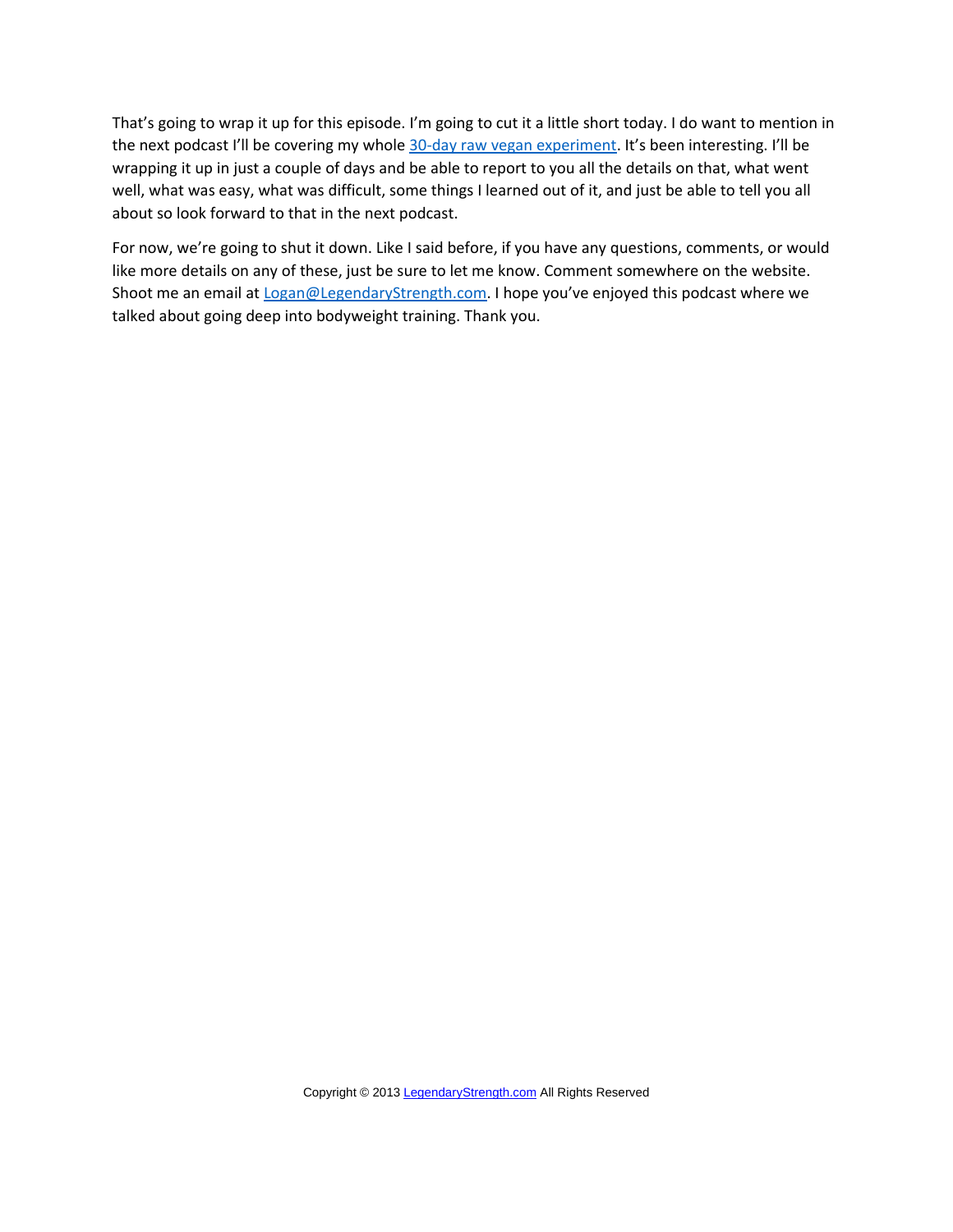That's going to wrap it up for this episode. I'm going to cut it a little short today. I do want to mention in the next podcast I'll be covering my whole 30-day raw vegan experiment. It's been interesting. I'll be wrapping it up in just a couple of days and be able to report to you all the details on that, what went well, what was easy, what was difficult, some things I learned out of it, and just be able to tell you all about so look forward to that in the next podcast.

For now, we're going to shut it down. Like I said before, if you have any questions, comments, or would like more details on any of these, just be sure to let me know. Comment somewhere on the website. Shoot me an email at Logan@LegendaryStrength.com. I hope you've enjoyed this podcast where we talked about going deep into bodyweight training. Thank you.